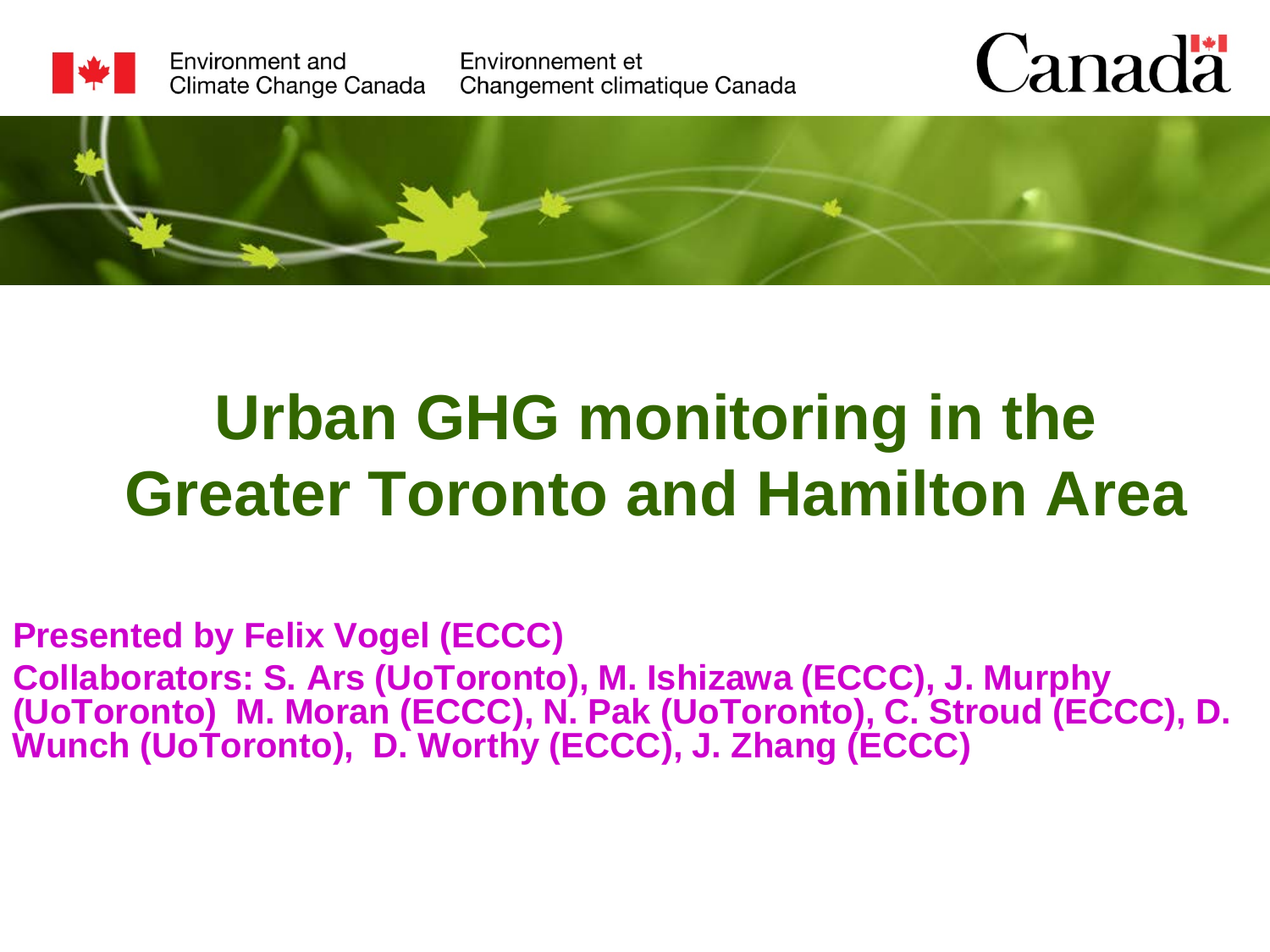Environment and Climate Change Canada

Environnement et Changement climatique Canada

Canada

# Urban GHG monitoring in the Greater Toronto and Hamilton Area

**Presented by Felix Vogel (ECCC)**

**Collaborators: S. Ars (UoToronto), M. Ishizawa (ECCC), J. Murphy (UoToronto) M. Moran (ECCC), N. Pak (UoToronto), C. Stroud (ECCC), D. Wunch (UoToronto), D. Worthy (ECCC), J. Zhang (ECCC)**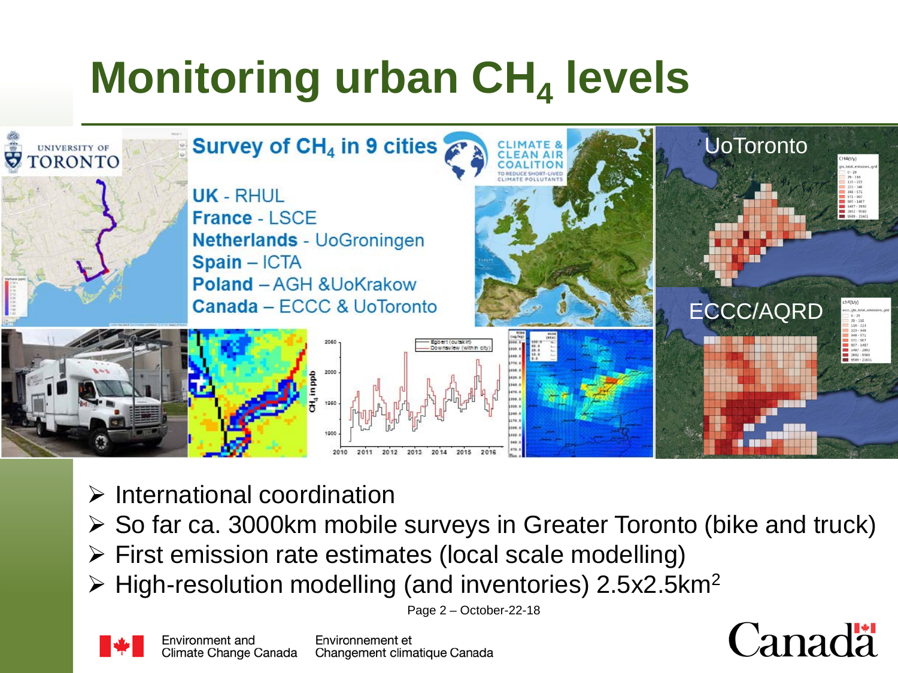# Monitoring urban $CH_4$ levels

**Survey of $CH_4$ in 9 cities**

- **UK** - RHUL
- **France** - LSCE
- **Netherlands** - UoGroningen
- **Spain** – ICTA
- **Poland** – AGH &UoKrakow
- **Canada** – ECCC & UoToronto

UoToronto

ECCC/AQRD

- International coordination
- So far ca. 3000km mobile surveys in Greater Toronto (bike and truck)
- First emission rate estimates (local scale modelling)
- High-resolution modelling (and inventories) 2.5x2.5km$^2$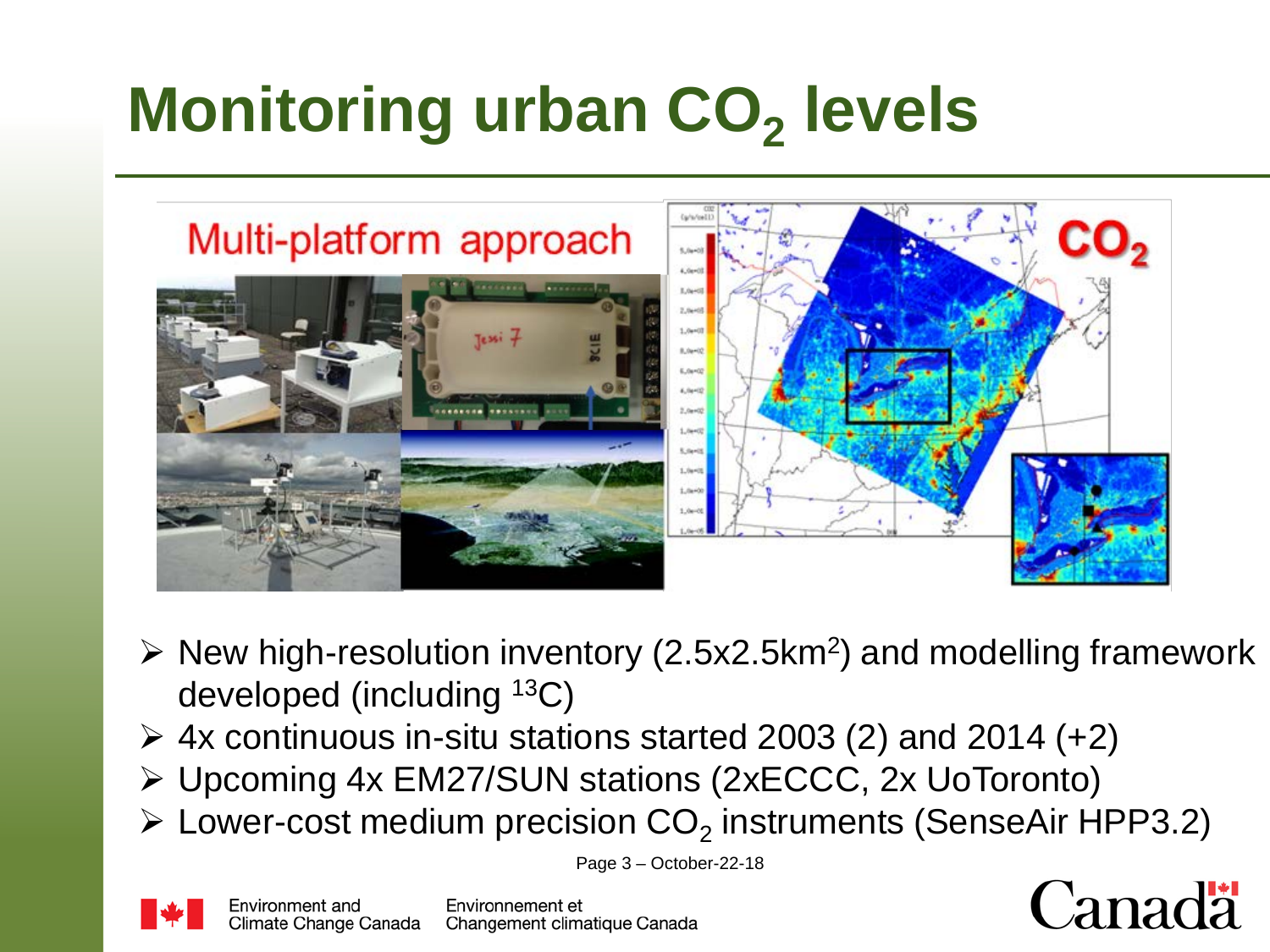# Monitoring urban $CO_2$ levels

- New high-resolution inventory (2.5x2.5km$^2$) and modelling framework developed (including $^{13}C$)
- 4x continuous in-situ stations started 2003 (2) and 2014 (+2)
- Upcoming 4x EM27/SUN stations (2xECCC, 2x UoToronto)
- Lower-cost medium precision $CO_2$ instruments (SenseAir HPP3.2)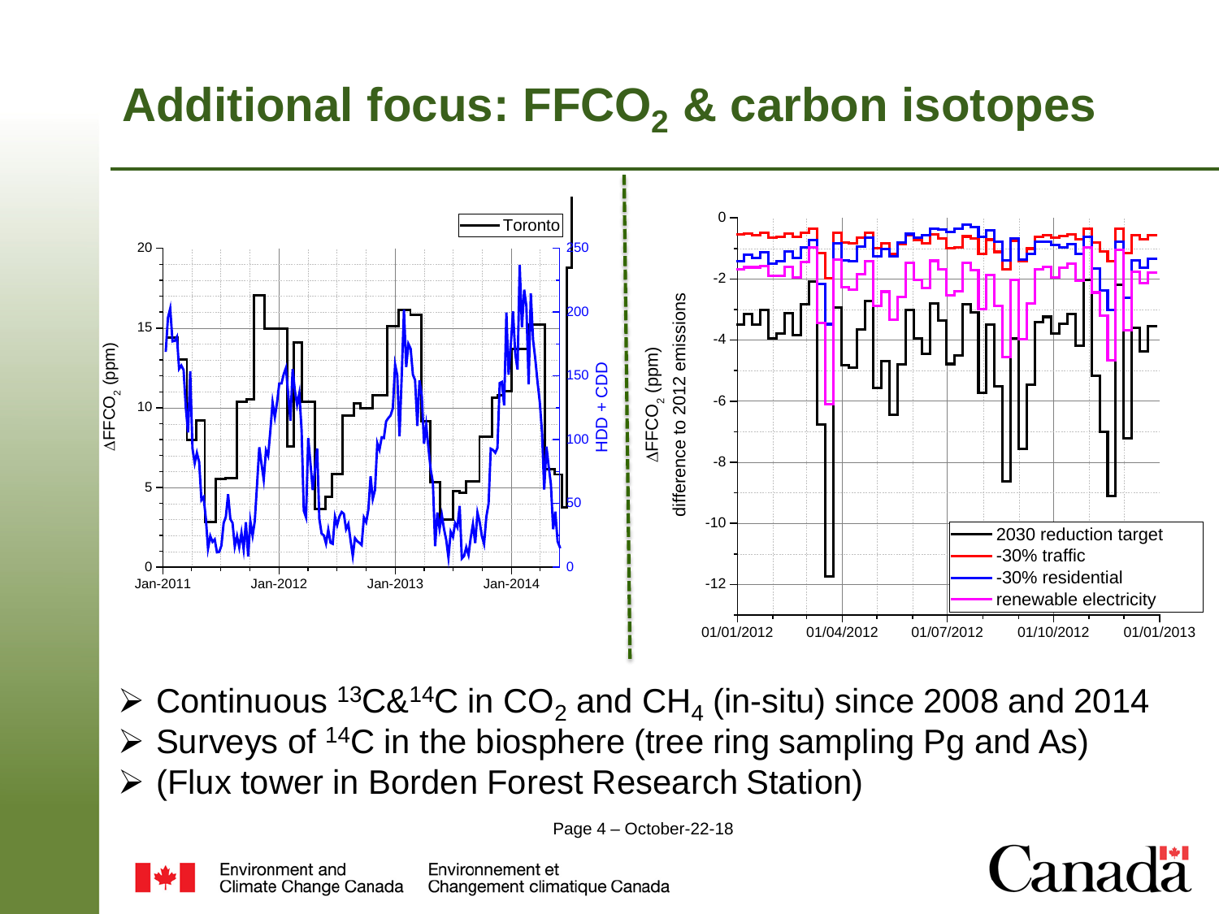# Additional focus: $FFCO_2$ & carbon isotopes

Toronto

$\Delta FFCO_2$ (ppm)

HDD + CDD

0
5
10
15
20

0
50
100
150
200
250

Jan-2011
Jan-2012
Jan-2013
Jan-2014

$\Delta FFCO_2$ (ppm)
difference to 2012 emissions

0
-2
-4
-6
-8
-10
-12

01/01/2012
01/04/2012
01/07/2012
01/10/2012
01/01/2013

2030 reduction target
-30% traffic
-30% residential
renewable electricity

- Continuous $^{13}C$&$^{14}C$ in $CO_2$ and $CH_4$ (in-situ) since 2008 and 2014
- Surveys of $^{14}C$ in the biosphere (tree ring sampling Pg and As)
- (Flux tower in Borden Forest Research Station)

Environment and Climate Change Canada | Environnement et Changement climatique Canada

Canada